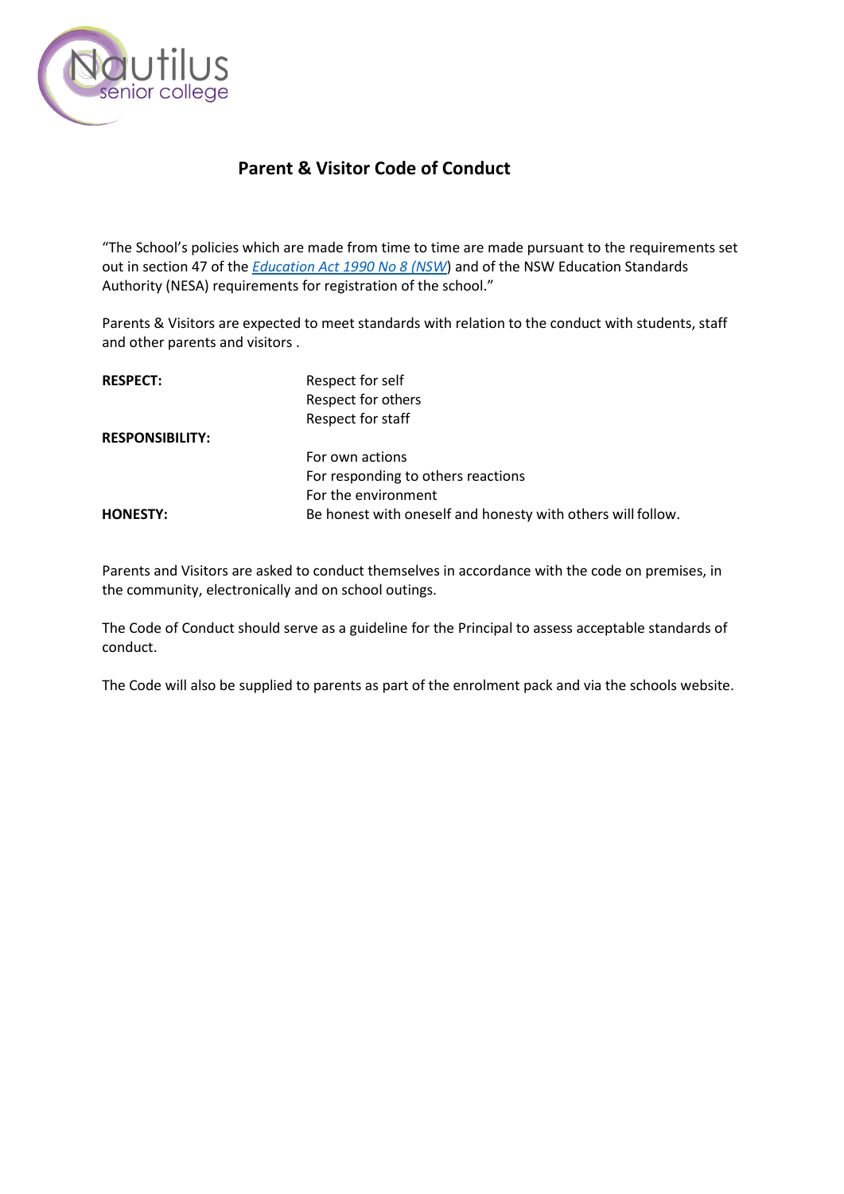# Parent & Visitor Code of Conduct

"The School's policies which are made from time to time are made pursuant to the requirements set out in section 47 of the *Education Act 1990 No 8 (NSW)* and of the NSW Education Standards Authority (NESA) requirements for registration of the school."

Parents & Visitors are expected to meet standards with relation to the conduct with students, staff and other parents and visitors .

| | |
|---|---|
| **RESPECT:** | Respect for self |
| | Respect for others |
| | Respect for staff |
| **RESPONSIBILITY:** | |
| | For own actions |
| | For responding to others reactions |
| | For the environment |
| **HONESTY:** | Be honest with oneself and honesty with others will follow. |

Parents and Visitors are asked to conduct themselves in accordance with the code on premises, in the community, electronically and on school outings.

The Code of Conduct should serve as a guideline for the Principal to assess acceptable standards of conduct.

The Code will also be supplied to parents as part of the enrolment pack and via the schools website.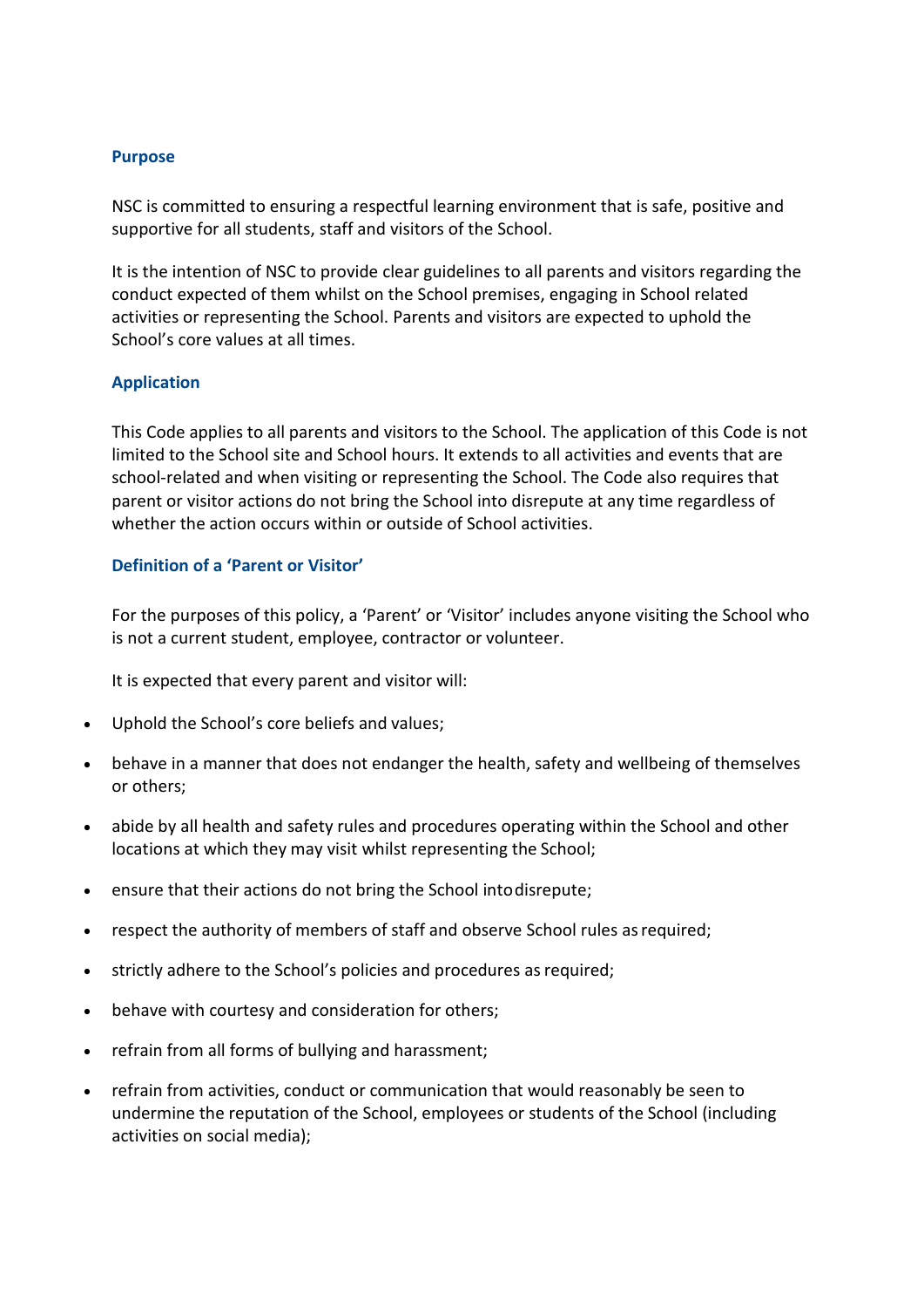### Purpose

NSC is committed to ensuring a respectful learning environment that is safe, positive and supportive for all students, staff and visitors of the School.

It is the intention of NSC to provide clear guidelines to all parents and visitors regarding the conduct expected of them whilst on the School premises, engaging in School related activities or representing the School. Parents and visitors are expected to uphold the School's core values at all times.

### Application

This Code applies to all parents and visitors to the School. The application of this Code is not limited to the School site and School hours. It extends to all activities and events that are school-related and when visiting or representing the School. The Code also requires that parent or visitor actions do not bring the School into disrepute at any time regardless of whether the action occurs within or outside of School activities.

### Definition of a 'Parent or Visitor'

For the purposes of this policy, a 'Parent' or 'Visitor' includes anyone visiting the School who is not a current student, employee, contractor or volunteer.

It is expected that every parent and visitor will:

- Uphold the School's core beliefs and values;
- behave in a manner that does not endanger the health, safety and wellbeing of themselves or others;
- abide by all health and safety rules and procedures operating within the School and other locations at which they may visit whilst representing the School;
- ensure that their actions do not bring the School into disrepute;
- respect the authority of members of staff and observe School rules as required;
- strictly adhere to the School's policies and procedures as required;
- behave with courtesy and consideration for others;
- refrain from all forms of bullying and harassment;
- refrain from activities, conduct or communication that would reasonably be seen to undermine the reputation of the School, employees or students of the School (including activities on social media);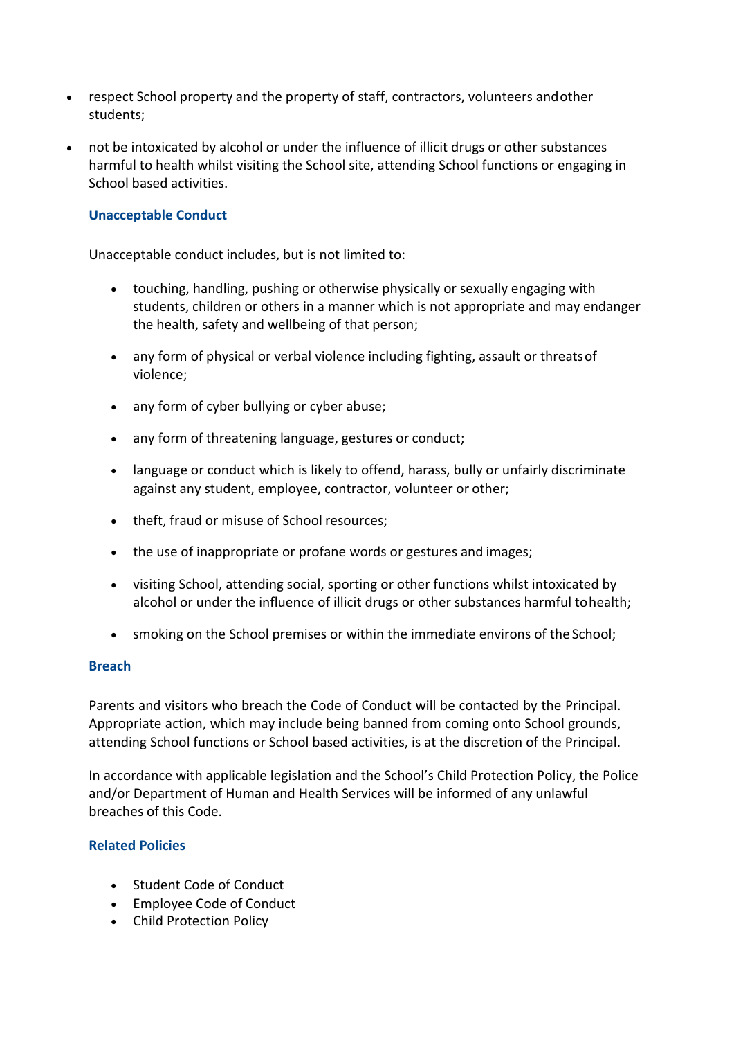- respect School property and the property of staff, contractors, volunteers and other students;
- not be intoxicated by alcohol or under the influence of illicit drugs or other substances harmful to health whilst visiting the School site, attending School functions or engaging in School based activities.

### Unacceptable Conduct

Unacceptable conduct includes, but is not limited to:

- touching, handling, pushing or otherwise physically or sexually engaging with students, children or others in a manner which is not appropriate and may endanger the health, safety and wellbeing of that person;
- any form of physical or verbal violence including fighting, assault or threats of violence;
- any form of cyber bullying or cyber abuse;
- any form of threatening language, gestures or conduct;
- language or conduct which is likely to offend, harass, bully or unfairly discriminate against any student, employee, contractor, volunteer or other;
- theft, fraud or misuse of School resources;
- the use of inappropriate or profane words or gestures and images;
- visiting School, attending social, sporting or other functions whilst intoxicated by alcohol or under the influence of illicit drugs or other substances harmful to health;
- smoking on the School premises or within the immediate environs of the School;

### Breach

Parents and visitors who breach the Code of Conduct will be contacted by the Principal. Appropriate action, which may include being banned from coming onto School grounds, attending School functions or School based activities, is at the discretion of the Principal.

In accordance with applicable legislation and the School's Child Protection Policy, the Police and/or Department of Human and Health Services will be informed of any unlawful breaches of this Code.

### Related Policies

- Student Code of Conduct
- Employee Code of Conduct
- Child Protection Policy